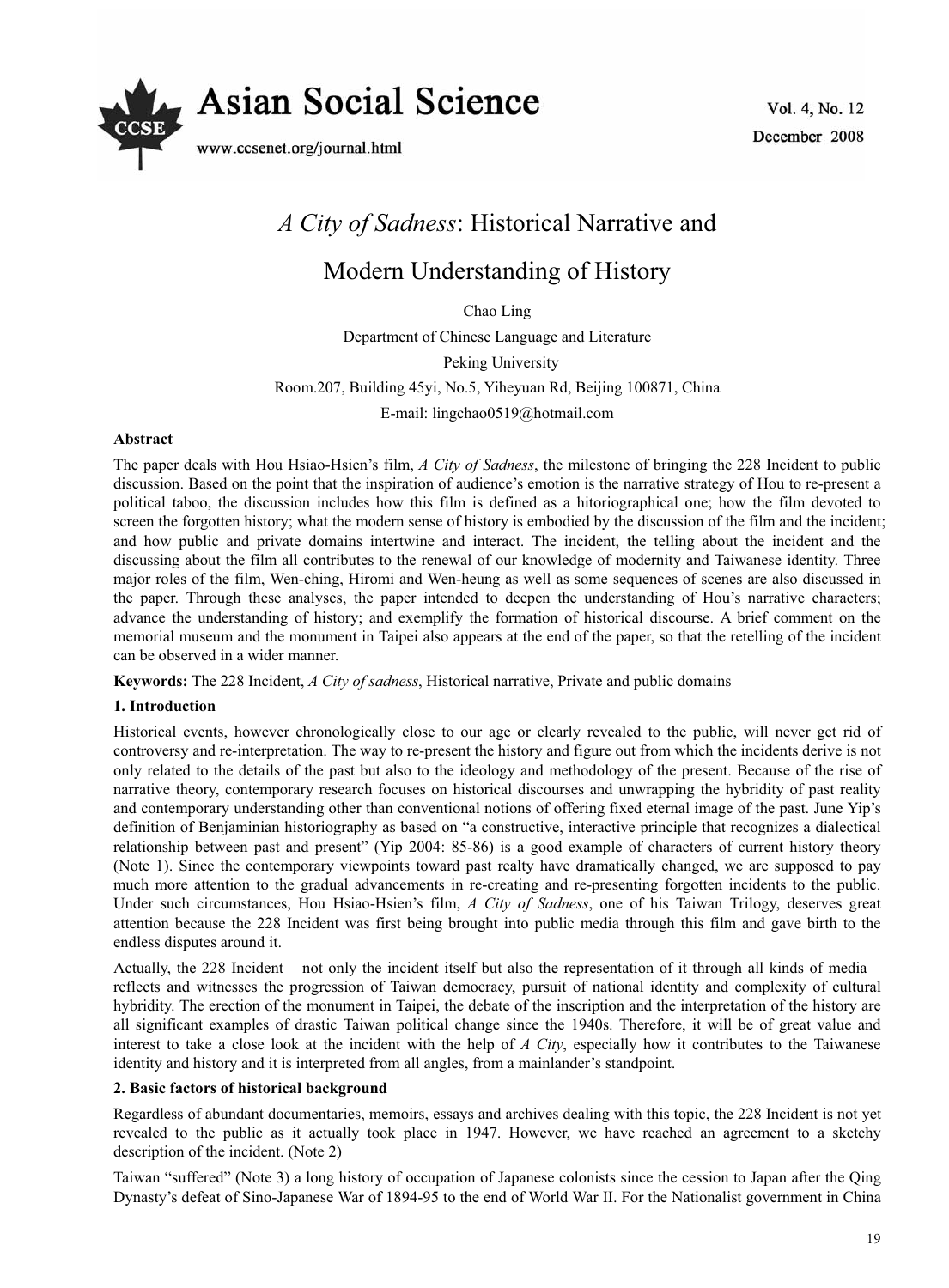# *A City of Sadness*: Historical Narrative and Modern Understanding of History

Chao Ling

Department of Chinese Language and Literature

Peking University

Room.207, Building 45yi, No.5, Yiheyuan Rd, Beijing 100871, China

E-mail: lingchao0519@hotmail.com

**Abstract**

The paper deals with Hou Hsiao-Hsien's film, *A City of Sadness*, the milestone of bringing the 228 Incident to public discussion. Based on the point that the inspiration of audience's emotion is the narrative strategy of Hou to re-present a political taboo, the discussion includes how this film is defined as a hitoriographical one; how the film devoted to screen the forgotten history; what the modern sense of history is embodied by the discussion of the film and the incident; and how public and private domains intertwine and interact. The incident, the telling about the incident and the discussing about the film all contributes to the renewal of our knowledge of modernity and Taiwanese identity. Three major roles of the film, Wen-ching, Hiromi and Wen-heung as well as some sequences of scenes are also discussed in the paper. Through these analyses, the paper intended to deepen the understanding of Hou's narrative characters; advance the understanding of history; and exemplify the formation of historical discourse. A brief comment on the memorial museum and the monument in Taipei also appears at the end of the paper, so that the retelling of the incident can be observed in a wider manner.

**Keywords:** The 228 Incident, *A City of sadness*, Historical narrative, Private and public domains

## 1. Introduction

Historical events, however chronologically close to our age or clearly revealed to the public, will never get rid of controversy and re-interpretation. The way to re-present the history and figure out from which the incidents derive is not only related to the details of the past but also to the ideology and methodology of the present. Because of the rise of narrative theory, contemporary research focuses on historical discourses and unwrapping the hybridity of past reality and contemporary understanding other than conventional notions of offering fixed eternal image of the past. June Yip's definition of Benjaminian historiography as based on "a constructive, interactive principle that recognizes a dialectical relationship between past and present" (Yip 2004: 85-86) is a good example of characters of current history theory (Note 1). Since the contemporary viewpoints toward past realty have dramatically changed, we are supposed to pay much more attention to the gradual advancements in re-creating and re-presenting forgotten incidents to the public. Under such circumstances, Hou Hsiao-Hsien's film, *A City of Sadness*, one of his Taiwan Trilogy, deserves great attention because the 228 Incident was first being brought into public media through this film and gave birth to the endless disputes around it.

Actually, the 228 Incident – not only the incident itself but also the representation of it through all kinds of media – reflects and witnesses the progression of Taiwan democracy, pursuit of national identity and complexity of cultural hybridity. The erection of the monument in Taipei, the debate of the inscription and the interpretation of the history are all significant examples of drastic Taiwan political change since the 1940s. Therefore, it will be of great value and interest to take a close look at the incident with the help of *A City*, especially how it contributes to the Taiwanese identity and history and it is interpreted from all angles, from a mainlander's standpoint.

## 2. Basic factors of historical background

Regardless of abundant documentaries, memoirs, essays and archives dealing with this topic, the 228 Incident is not yet revealed to the public as it actually took place in 1947. However, we have reached an agreement to a sketchy description of the incident. (Note 2)

Taiwan "suffered" (Note 3) a long history of occupation of Japanese colonists since the cession to Japan after the Qing Dynasty's defeat of Sino-Japanese War of 1894-95 to the end of World War II. For the Nationalist government in China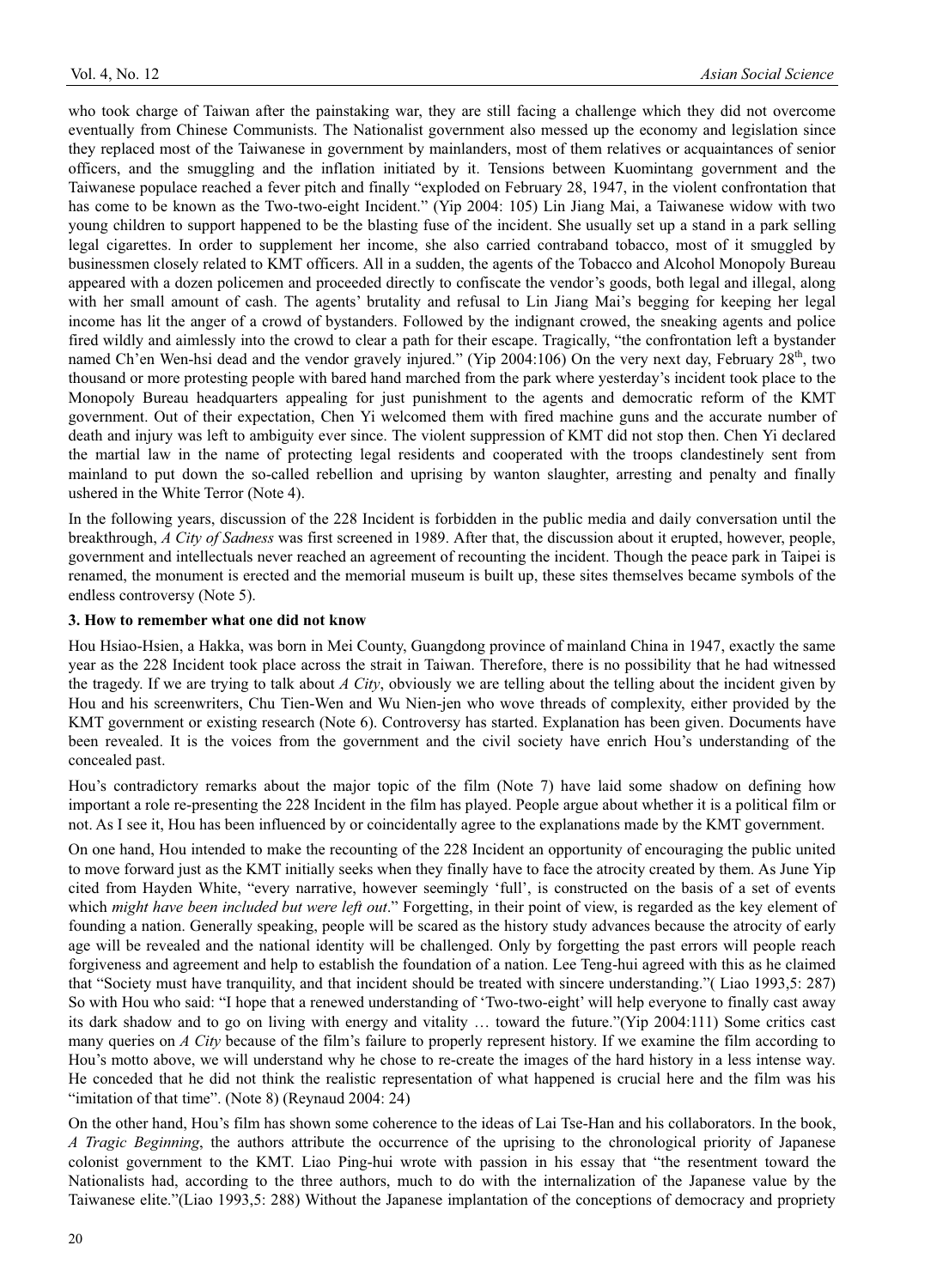who took charge of Taiwan after the painstaking war, they are still facing a challenge which they did not overcome eventually from Chinese Communists. The Nationalist government also messed up the economy and legislation since they replaced most of the Taiwanese in government by mainlanders, most of them relatives or acquaintances of senior officers, and the smuggling and the inflation initiated by it. Tensions between Kuomintang government and the Taiwanese populace reached a fever pitch and finally "exploded on February 28, 1947, in the violent confrontation that has come to be known as the Two-two-eight Incident." (Yip 2004: 105) Lin Jiang Mai, a Taiwanese widow with two young children to support happened to be the blasting fuse of the incident. She usually set up a stand in a park selling legal cigarettes. In order to supplement her income, she also carried contraband tobacco, most of it smuggled by businessmen closely related to KMT officers. All in a sudden, the agents of the Tobacco and Alcohol Monopoly Bureau appeared with a dozen policemen and proceeded directly to confiscate the vendor's goods, both legal and illegal, along with her small amount of cash. The agents' brutality and refusal to Lin Jiang Mai's begging for keeping her legal income has lit the anger of a crowd of bystanders. Followed by the indignant crowed, the sneaking agents and police fired wildly and aimlessly into the crowd to clear a path for their escape. Tragically, "the confrontation left a bystander named Ch'en Wen-hsi dead and the vendor gravely injured." (Yip 2004:106) On the very next day, February 28th, two thousand or more protesting people with bared hand marched from the park where yesterday's incident took place to the Monopoly Bureau headquarters appealing for just punishment to the agents and democratic reform of the KMT government. Out of their expectation, Chen Yi welcomed them with fired machine guns and the accurate number of death and injury was left to ambiguity ever since. The violent suppression of KMT did not stop then. Chen Yi declared the martial law in the name of protecting legal residents and cooperated with the troops clandestinely sent from mainland to put down the so-called rebellion and uprising by wanton slaughter, arresting and penalty and finally ushered in the White Terror (Note 4).

In the following years, discussion of the 228 Incident is forbidden in the public media and daily conversation until the breakthrough, *A City of Sadness* was first screened in 1989. After that, the discussion about it erupted, however, people, government and intellectuals never reached an agreement of recounting the incident. Though the peace park in Taipei is renamed, the monument is erected and the memorial museum is built up, these sites themselves became symbols of the endless controversy (Note 5).

### 3. How to remember what one did not know

Hou Hsiao-Hsien, a Hakka, was born in Mei County, Guangdong province of mainland China in 1947, exactly the same year as the 228 Incident took place across the strait in Taiwan. Therefore, there is no possibility that he had witnessed the tragedy. If we are trying to talk about *A City*, obviously we are telling about the telling about the incident given by Hou and his screenwriters, Chu Tien-Wen and Wu Nien-jen who wove threads of complexity, either provided by the KMT government or existing research (Note 6). Controversy has started. Explanation has been given. Documents have been revealed. It is the voices from the government and the civil society have enrich Hou's understanding of the concealed past.

Hou's contradictory remarks about the major topic of the film (Note 7) have laid some shadow on defining how important a role re-presenting the 228 Incident in the film has played. People argue about whether it is a political film or not. As I see it, Hou has been influenced by or coincidentally agree to the explanations made by the KMT government.

On one hand, Hou intended to make the recounting of the 228 Incident an opportunity of encouraging the public united to move forward just as the KMT initially seeks when they finally have to face the atrocity created by them. As June Yip cited from Hayden White, "every narrative, however seemingly 'full', is constructed on the basis of a set of events which *might have been included but were left out*." Forgetting, in their point of view, is regarded as the key element of founding a nation. Generally speaking, people will be scared as the history study advances because the atrocity of early age will be revealed and the national identity will be challenged. Only by forgetting the past errors will people reach forgiveness and agreement and help to establish the foundation of a nation. Lee Teng-hui agreed with this as he claimed that "Society must have tranquility, and that incident should be treated with sincere understanding."( Liao 1993,5: 287) So with Hou who said: "I hope that a renewed understanding of 'Two-two-eight' will help everyone to finally cast away its dark shadow and to go on living with energy and vitality … toward the future."(Yip 2004:111) Some critics cast many queries on *A City* because of the film's failure to properly represent history. If we examine the film according to Hou's motto above, we will understand why he chose to re-create the images of the hard history in a less intense way. He conceded that he did not think the realistic representation of what happened is crucial here and the film was his "imitation of that time". (Note 8) (Reynaud 2004: 24)

On the other hand, Hou's film has shown some coherence to the ideas of Lai Tse-Han and his collaborators. In the book, *A Tragic Beginning*, the authors attribute the occurrence of the uprising to the chronological priority of Japanese colonist government to the KMT. Liao Ping-hui wrote with passion in his essay that "the resentment toward the Nationalists had, according to the three authors, much to do with the internalization of the Japanese value by the Taiwanese elite."(Liao 1993,5: 288) Without the Japanese implantation of the conceptions of democracy and propriety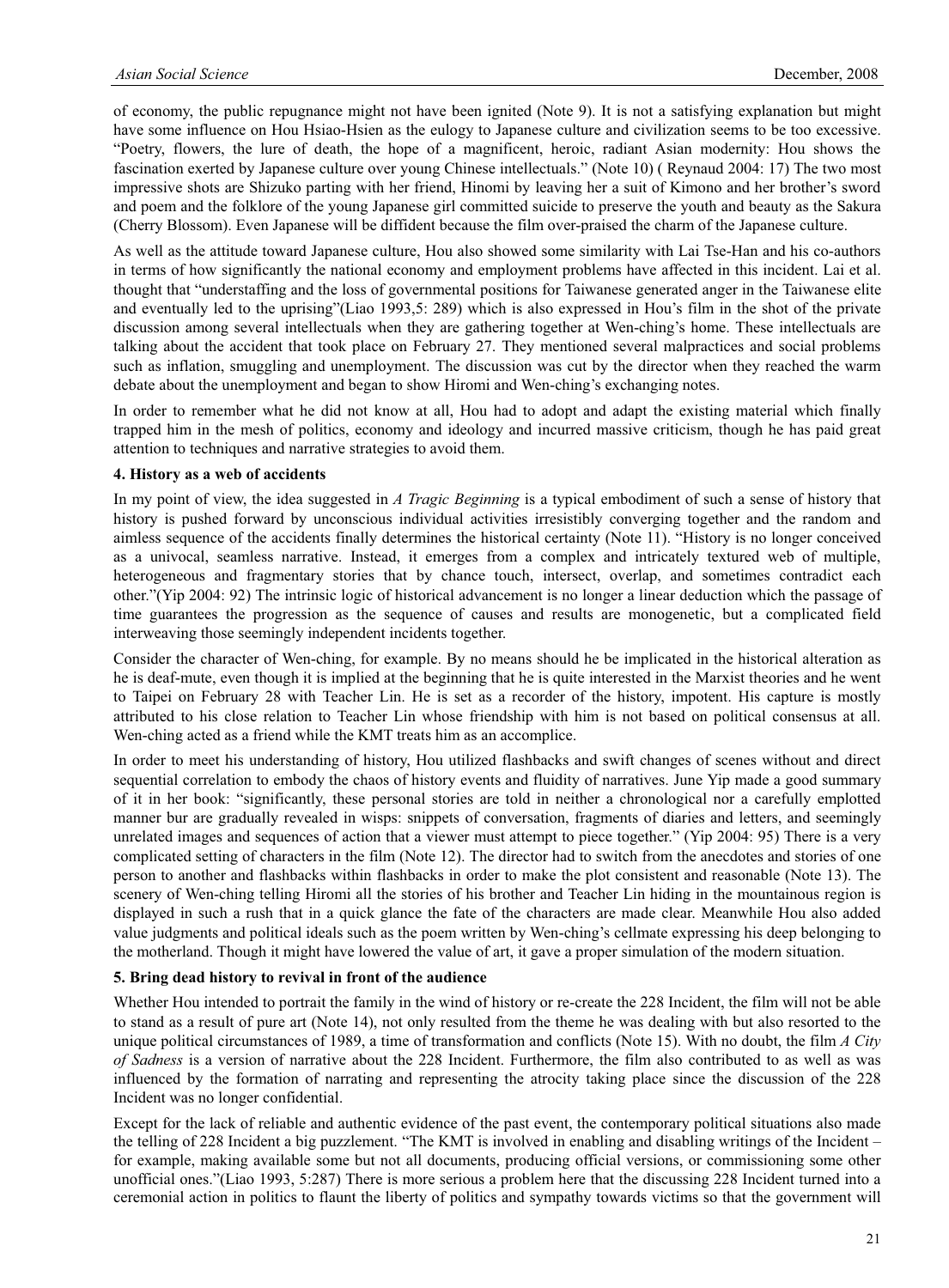of economy, the public repugnance might not have been ignited (Note 9). It is not a satisfying explanation but might have some influence on Hou Hsiao-Hsien as the eulogy to Japanese culture and civilization seems to be too excessive. "Poetry, flowers, the lure of death, the hope of a magnificent, heroic, radiant Asian modernity: Hou shows the fascination exerted by Japanese culture over young Chinese intellectuals." (Note 10) ( Reynaud 2004: 17) The two most impressive shots are Shizuko parting with her friend, Hinomi by leaving her a suit of Kimono and her brother's sword and poem and the folklore of the young Japanese girl committed suicide to preserve the youth and beauty as the Sakura (Cherry Blossom). Even Japanese will be diffident because the film over-praised the charm of the Japanese culture.

As well as the attitude toward Japanese culture, Hou also showed some similarity with Lai Tse-Han and his co-authors in terms of how significantly the national economy and employment problems have affected in this incident. Lai et al. thought that "understaffing and the loss of governmental positions for Taiwanese generated anger in the Taiwanese elite and eventually led to the uprising"(Liao 1993,5: 289) which is also expressed in Hou's film in the shot of the private discussion among several intellectuals when they are gathering together at Wen-ching's home. These intellectuals are talking about the accident that took place on February 27. They mentioned several malpractices and social problems such as inflation, smuggling and unemployment. The discussion was cut by the director when they reached the warm debate about the unemployment and began to show Hiromi and Wen-ching's exchanging notes.

In order to remember what he did not know at all, Hou had to adopt and adapt the existing material which finally trapped him in the mesh of politics, economy and ideology and incurred massive criticism, though he has paid great attention to techniques and narrative strategies to avoid them.

## 4. History as a web of accidents

In my point of view, the idea suggested in *A Tragic Beginning* is a typical embodiment of such a sense of history that history is pushed forward by unconscious individual activities irresistibly converging together and the random and aimless sequence of the accidents finally determines the historical certainty (Note 11). "History is no longer conceived as a univocal, seamless narrative. Instead, it emerges from a complex and intricately textured web of multiple, heterogeneous and fragmentary stories that by chance touch, intersect, overlap, and sometimes contradict each other."(Yip 2004: 92) The intrinsic logic of historical advancement is no longer a linear deduction which the passage of time guarantees the progression as the sequence of causes and results are monogenetic, but a complicated field interweaving those seemingly independent incidents together.

Consider the character of Wen-ching, for example. By no means should he be implicated in the historical alteration as he is deaf-mute, even though it is implied at the beginning that he is quite interested in the Marxist theories and he went to Taipei on February 28 with Teacher Lin. He is set as a recorder of the history, impotent. His capture is mostly attributed to his close relation to Teacher Lin whose friendship with him is not based on political consensus at all. Wen-ching acted as a friend while the KMT treats him as an accomplice.

In order to meet his understanding of history, Hou utilized flashbacks and swift changes of scenes without and direct sequential correlation to embody the chaos of history events and fluidity of narratives. June Yip made a good summary of it in her book: "significantly, these personal stories are told in neither a chronological nor a carefully emplotted manner bur are gradually revealed in wisps: snippets of conversation, fragments of diaries and letters, and seemingly unrelated images and sequences of action that a viewer must attempt to piece together." (Yip 2004: 95) There is a very complicated setting of characters in the film (Note 12). The director had to switch from the anecdotes and stories of one person to another and flashbacks within flashbacks in order to make the plot consistent and reasonable (Note 13). The scenery of Wen-ching telling Hiromi all the stories of his brother and Teacher Lin hiding in the mountainous region is displayed in such a rush that in a quick glance the fate of the characters are made clear. Meanwhile Hou also added value judgments and political ideals such as the poem written by Wen-ching's cellmate expressing his deep belonging to the motherland. Though it might have lowered the value of art, it gave a proper simulation of the modern situation.

## 5. Bring dead history to revival in front of the audience

Whether Hou intended to portrait the family in the wind of history or re-create the 228 Incident, the film will not be able to stand as a result of pure art (Note 14), not only resulted from the theme he was dealing with but also resorted to the unique political circumstances of 1989, a time of transformation and conflicts (Note 15). With no doubt, the film *A City of Sadness* is a version of narrative about the 228 Incident. Furthermore, the film also contributed to as well as was influenced by the formation of narrating and representing the atrocity taking place since the discussion of the 228 Incident was no longer confidential.

Except for the lack of reliable and authentic evidence of the past event, the contemporary political situations also made the telling of 228 Incident a big puzzlement. "The KMT is involved in enabling and disabling writings of the Incident – for example, making available some but not all documents, producing official versions, or commissioning some other unofficial ones."(Liao 1993, 5:287) There is more serious a problem here that the discussing 228 Incident turned into a ceremonial action in politics to flaunt the liberty of politics and sympathy towards victims so that the government will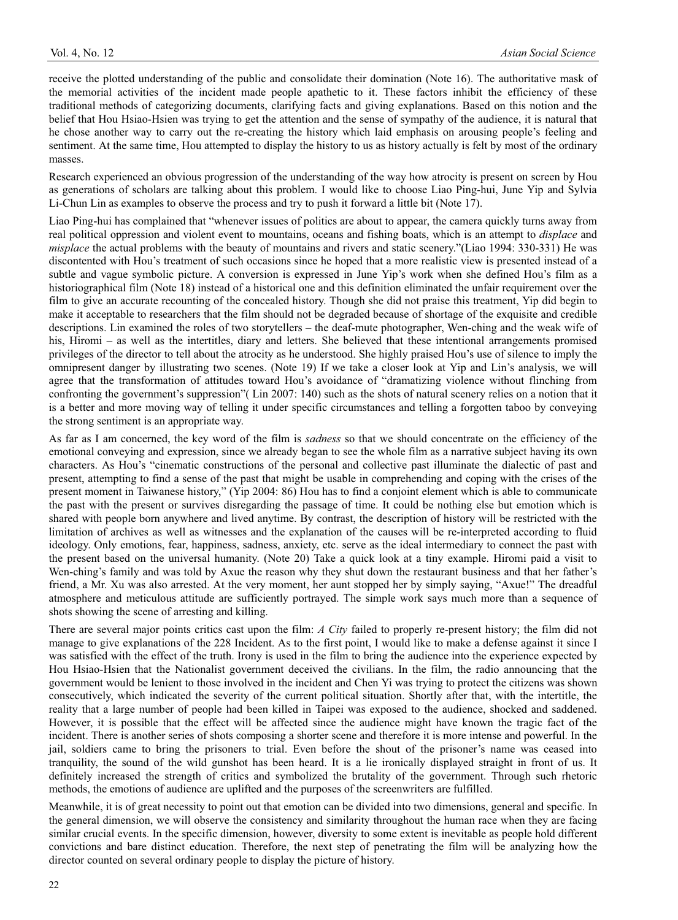receive the plotted understanding of the public and consolidate their domination (Note 16). The authoritative mask of the memorial activities of the incident made people apathetic to it. These factors inhibit the efficiency of these traditional methods of categorizing documents, clarifying facts and giving explanations. Based on this notion and the belief that Hou Hsiao-Hsien was trying to get the attention and the sense of sympathy of the audience, it is natural that he chose another way to carry out the re-creating the history which laid emphasis on arousing people's feeling and sentiment. At the same time, Hou attempted to display the history to us as history actually is felt by most of the ordinary masses.

Research experienced an obvious progression of the understanding of the way how atrocity is present on screen by Hou as generations of scholars are talking about this problem. I would like to choose Liao Ping-hui, June Yip and Sylvia Li-Chun Lin as examples to observe the process and try to push it forward a little bit (Note 17).

Liao Ping-hui has complained that "whenever issues of politics are about to appear, the camera quickly turns away from real political oppression and violent event to mountains, oceans and fishing boats, which is an attempt to *displace* and *misplace* the actual problems with the beauty of mountains and rivers and static scenery."(Liao 1994: 330-331) He was discontented with Hou's treatment of such occasions since he hoped that a more realistic view is presented instead of a subtle and vague symbolic picture. A conversion is expressed in June Yip's work when she defined Hou's film as a historiographical film (Note 18) instead of a historical one and this definition eliminated the unfair requirement over the film to give an accurate recounting of the concealed history. Though she did not praise this treatment, Yip did begin to make it acceptable to researchers that the film should not be degraded because of shortage of the exquisite and credible descriptions. Lin examined the roles of two storytellers – the deaf-mute photographer, Wen-ching and the weak wife of his, Hiromi – as well as the intertitles, diary and letters. She believed that these intentional arrangements promised privileges of the director to tell about the atrocity as he understood. She highly praised Hou's use of silence to imply the omnipresent danger by illustrating two scenes. (Note 19) If we take a closer look at Yip and Lin's analysis, we will agree that the transformation of attitudes toward Hou's avoidance of "dramatizing violence without flinching from confronting the government's suppression"( Lin 2007: 140) such as the shots of natural scenery relies on a notion that it is a better and more moving way of telling it under specific circumstances and telling a forgotten taboo by conveying the strong sentiment is an appropriate way.

As far as I am concerned, the key word of the film is *sadness* so that we should concentrate on the efficiency of the emotional conveying and expression, since we already began to see the whole film as a narrative subject having its own characters. As Hou's "cinematic constructions of the personal and collective past illuminate the dialectic of past and present, attempting to find a sense of the past that might be usable in comprehending and coping with the crises of the present moment in Taiwanese history," (Yip 2004: 86) Hou has to find a conjoint element which is able to communicate the past with the present or survives disregarding the passage of time. It could be nothing else but emotion which is shared with people born anywhere and lived anytime. By contrast, the description of history will be restricted with the limitation of archives as well as witnesses and the explanation of the causes will be re-interpreted according to fluid ideology. Only emotions, fear, happiness, sadness, anxiety, etc. serve as the ideal intermediary to connect the past with the present based on the universal humanity. (Note 20) Take a quick look at a tiny example. Hiromi paid a visit to Wen-ching's family and was told by Axue the reason why they shut down the restaurant business and that her father's friend, a Mr. Xu was also arrested. At the very moment, her aunt stopped her by simply saying, "Axue!" The dreadful atmosphere and meticulous attitude are sufficiently portrayed. The simple work says much more than a sequence of shots showing the scene of arresting and killing.

There are several major points critics cast upon the film: *A City* failed to properly re-present history; the film did not manage to give explanations of the 228 Incident. As to the first point, I would like to make a defense against it since I was satisfied with the effect of the truth. Irony is used in the film to bring the audience into the experience expected by Hou Hsiao-Hsien that the Nationalist government deceived the civilians. In the film, the radio announcing that the government would be lenient to those involved in the incident and Chen Yi was trying to protect the citizens was shown consecutively, which indicated the severity of the current political situation. Shortly after that, with the intertitle, the reality that a large number of people had been killed in Taipei was exposed to the audience, shocked and saddened. However, it is possible that the effect will be affected since the audience might have known the tragic fact of the incident. There is another series of shots composing a shorter scene and therefore it is more intense and powerful. In the jail, soldiers came to bring the prisoners to trial. Even before the shout of the prisoner's name was ceased into tranquility, the sound of the wild gunshot has been heard. It is a lie ironically displayed straight in front of us. It definitely increased the strength of critics and symbolized the brutality of the government. Through such rhetoric methods, the emotions of audience are uplifted and the purposes of the screenwriters are fulfilled.

Meanwhile, it is of great necessity to point out that emotion can be divided into two dimensions, general and specific. In the general dimension, we will observe the consistency and similarity throughout the human race when they are facing similar crucial events. In the specific dimension, however, diversity to some extent is inevitable as people hold different convictions and bare distinct education. Therefore, the next step of penetrating the film will be analyzing how the director counted on several ordinary people to display the picture of history.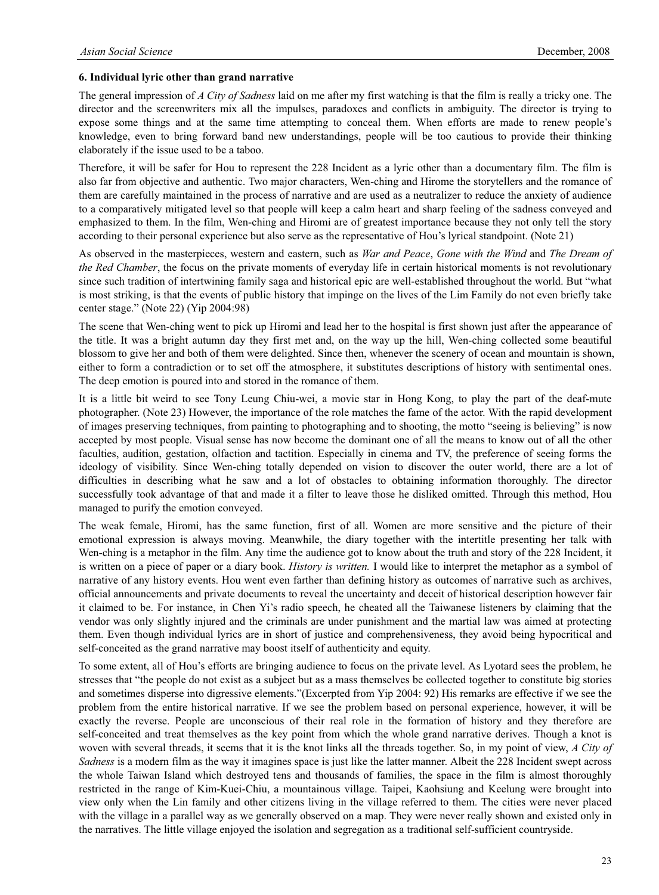### 6. Individual lyric other than grand narrative

The general impression of *A City of Sadness* laid on me after my first watching is that the film is really a tricky one. The director and the screenwriters mix all the impulses, paradoxes and conflicts in ambiguity. The director is trying to expose some things and at the same time attempting to conceal them. When efforts are made to renew people's knowledge, even to bring forward band new understandings, people will be too cautious to provide their thinking elaborately if the issue used to be a taboo.

Therefore, it will be safer for Hou to represent the 228 Incident as a lyric other than a documentary film. The film is also far from objective and authentic. Two major characters, Wen-ching and Hirome the storytellers and the romance of them are carefully maintained in the process of narrative and are used as a neutralizer to reduce the anxiety of audience to a comparatively mitigated level so that people will keep a calm heart and sharp feeling of the sadness conveyed and emphasized to them. In the film, Wen-ching and Hiromi are of greatest importance because they not only tell the story according to their personal experience but also serve as the representative of Hou's lyrical standpoint. (Note 21)

As observed in the masterpieces, western and eastern, such as *War and Peace*, *Gone with the Wind* and *The Dream of the Red Chamber*, the focus on the private moments of everyday life in certain historical moments is not revolutionary since such tradition of intertwining family saga and historical epic are well-established throughout the world. But "what is most striking, is that the events of public history that impinge on the lives of the Lim Family do not even briefly take center stage." (Note 22) (Yip 2004:98)

The scene that Wen-ching went to pick up Hiromi and lead her to the hospital is first shown just after the appearance of the title. It was a bright autumn day they first met and, on the way up the hill, Wen-ching collected some beautiful blossom to give her and both of them were delighted. Since then, whenever the scenery of ocean and mountain is shown, either to form a contradiction or to set off the atmosphere, it substitutes descriptions of history with sentimental ones. The deep emotion is poured into and stored in the romance of them.

It is a little bit weird to see Tony Leung Chiu-wei, a movie star in Hong Kong, to play the part of the deaf-mute photographer. (Note 23) However, the importance of the role matches the fame of the actor. With the rapid development of images preserving techniques, from painting to photographing and to shooting, the motto "seeing is believing" is now accepted by most people. Visual sense has now become the dominant one of all the means to know out of all the other faculties, audition, gestation, olfaction and taction. Especially in cinema and TV, the preference of seeing forms the ideology of visibility. Since Wen-ching totally depended on vision to discover the outer world, there are a lot of difficulties in describing what he saw and a lot of obstacles to obtaining information thoroughly. The director successfully took advantage of that and made it a filter to leave those he disliked omitted. Through this method, Hou managed to purify the emotion conveyed.

The weak female, Hiromi, has the same function, first of all. Women are more sensitive and the picture of their emotional expression is always moving. Meanwhile, the diary together with the intertitle presenting her talk with Wen-ching is a metaphor in the film. Any time the audience got to know about the truth and story of the 228 Incident, it is written on a piece of paper or a diary book. *History is written.* I would like to interpret the metaphor as a symbol of narrative of any history events. Hou went even farther than defining history as outcomes of narrative such as archives, official announcements and private documents to reveal the uncertainty and deceit of historical description however fair it claimed to be. For instance, in Chen Yi's radio speech, he cheated all the Taiwanese listeners by claiming that the vendor was only slightly injured and the criminals are under punishment and the martial law was aimed at protecting them. Even though individual lyrics are in short of justice and comprehensiveness, they avoid being hypocritical and self-conceited as the grand narrative may boost itself of authenticity and equity.

To some extent, all of Hou's efforts are bringing audience to focus on the private level. As Lyotard sees the problem, he stresses that "the people do not exist as a subject but as a mass themselves be collected together to constitute big stories and sometimes disperse into digressive elements."(Excerpted from Yip 2004: 92) His remarks are effective if we see the problem from the entire historical narrative. If we see the problem based on personal experience, however, it will be exactly the reverse. People are unconscious of their real role in the formation of history and they therefore are self-conceited and treat themselves as the key point from which the whole grand narrative derives. Though a knot is woven with several threads, it seems that it is the knot links all the threads together. So, in my point of view, *A City of Sadness* is a modern film as the way it imagines space is just like the latter manner. Albeit the 228 Incident swept across the whole Taiwan Island which destroyed tens and thousands of families, the space in the film is almost thoroughly restricted in the range of Kim-Kuei-Chiu, a mountainous village. Taipei, Kaohsiung and Keelung were brought into view only when the Lin family and other citizens living in the village referred to them. The cities were never placed with the village in a parallel way as we generally observed on a map. They were never really shown and existed only in the narratives. The little village enjoyed the isolation and segregation as a traditional self-sufficient countryside.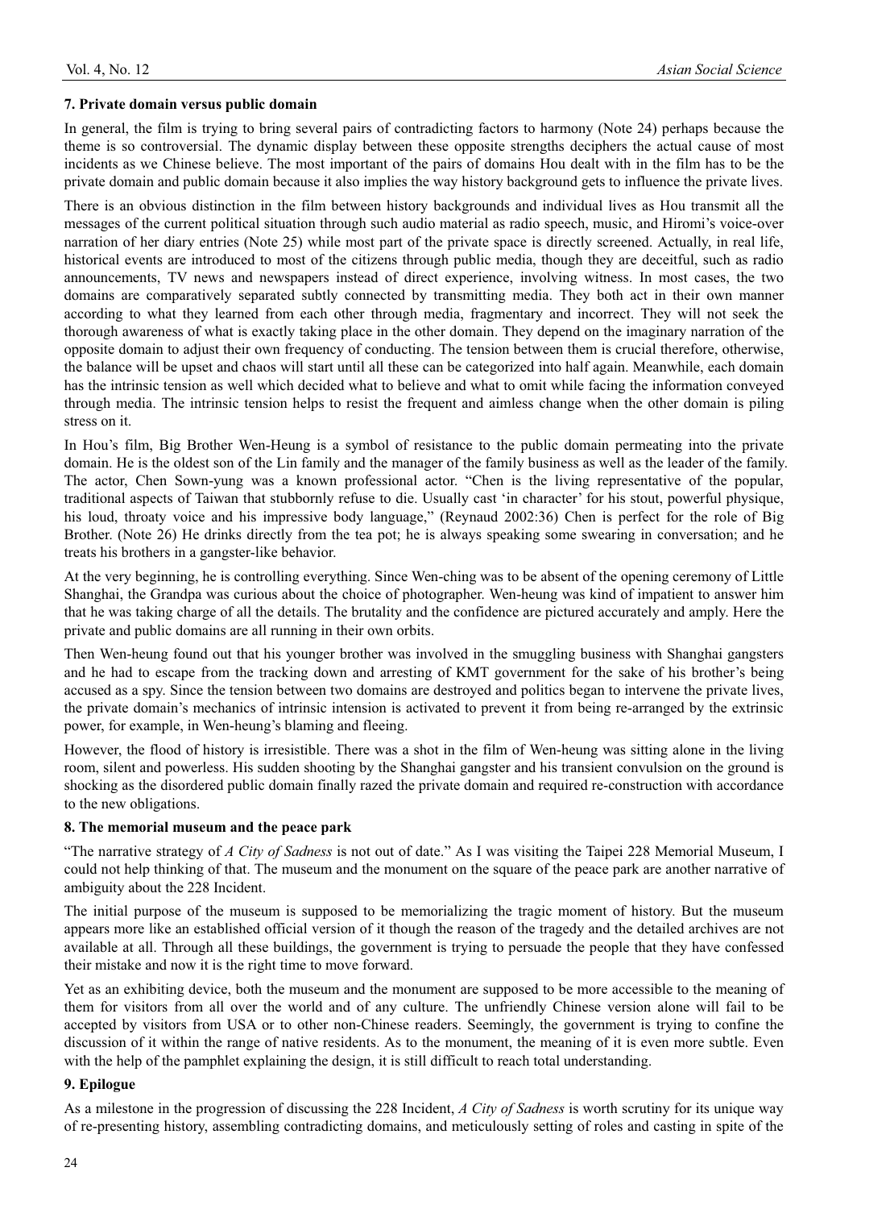### 7. Private domain versus public domain

In general, the film is trying to bring several pairs of contradicting factors to harmony (Note 24) perhaps because the theme is so controversial. The dynamic display between these opposite strengths deciphers the actual cause of most incidents as we Chinese believe. The most important of the pairs of domains Hou dealt with in the film has to be the private domain and public domain because it also implies the way history background gets to influence the private lives.

There is an obvious distinction in the film between history backgrounds and individual lives as Hou transmit all the messages of the current political situation through such audio material as radio speech, music, and Hiromi's voice-over narration of her diary entries (Note 25) while most part of the private space is directly screened. Actually, in real life, historical events are introduced to most of the citizens through public media, though they are deceitful, such as radio announcements, TV news and newspapers instead of direct experience, involving witness. In most cases, the two domains are comparatively separated subtly connected by transmitting media. They both act in their own manner according to what they learned from each other through media, fragmentary and incorrect. They will not seek the thorough awareness of what is exactly taking place in the other domain. They depend on the imaginary narration of the opposite domain to adjust their own frequency of conducting. The tension between them is crucial therefore, otherwise, the balance will be upset and chaos will start until all these can be categorized into half again. Meanwhile, each domain has the intrinsic tension as well which decided what to believe and what to omit while facing the information conveyed through media. The intrinsic tension helps to resist the frequent and aimless change when the other domain is piling stress on it.

In Hou's film, Big Brother Wen-Heung is a symbol of resistance to the public domain permeating into the private domain. He is the oldest son of the Lin family and the manager of the family business as well as the leader of the family. The actor, Chen Sown-yung was a known professional actor. "Chen is the living representative of the popular, traditional aspects of Taiwan that stubbornly refuse to die. Usually cast 'in character' for his stout, powerful physique, his loud, throaty voice and his impressive body language," (Reynaud 2002:36) Chen is perfect for the role of Big Brother. (Note 26) He drinks directly from the tea pot; he is always speaking some swearing in conversation; and he treats his brothers in a gangster-like behavior.

At the very beginning, he is controlling everything. Since Wen-ching was to be absent of the opening ceremony of Little Shanghai, the Grandpa was curious about the choice of photographer. Wen-heung was kind of impatient to answer him that he was taking charge of all the details. The brutality and the confidence are pictured accurately and amply. Here the private and public domains are all running in their own orbits.

Then Wen-heung found out that his younger brother was involved in the smuggling business with Shanghai gangsters and he had to escape from the tracking down and arresting of KMT government for the sake of his brother's being accused as a spy. Since the tension between two domains are destroyed and politics began to intervene the private lives, the private domain's mechanics of intrinsic intension is activated to prevent it from being re-arranged by the extrinsic power, for example, in Wen-heung's blaming and fleeing.

However, the flood of history is irresistible. There was a shot in the film of Wen-heung was sitting alone in the living room, silent and powerless. His sudden shooting by the Shanghai gangster and his transient convulsion on the ground is shocking as the disordered public domain finally razed the private domain and required re-construction with accordance to the new obligations.

### 8. The memorial museum and the peace park

"The narrative strategy of *A City of Sadness* is not out of date." As I was visiting the Taipei 228 Memorial Museum, I could not help thinking of that. The museum and the monument on the square of the peace park are another narrative of ambiguity about the 228 Incident.

The initial purpose of the museum is supposed to be memorializing the tragic moment of history. But the museum appears more like an established official version of it though the reason of the tragedy and the detailed archives are not available at all. Through all these buildings, the government is trying to persuade the people that they have confessed their mistake and now it is the right time to move forward.

Yet as an exhibiting device, both the museum and the monument are supposed to be more accessible to the meaning of them for visitors from all over the world and of any culture. The unfriendly Chinese version alone will fail to be accepted by visitors from USA or to other non-Chinese readers. Seemingly, the government is trying to confine the discussion of it within the range of native residents. As to the monument, the meaning of it is even more subtle. Even with the help of the pamphlet explaining the design, it is still difficult to reach total understanding.

### 9. Epilogue

As a milestone in the progression of discussing the 228 Incident, *A City of Sadness* is worth scrutiny for its unique way of re-presenting history, assembling contradicting domains, and meticulously setting of roles and casting in spite of the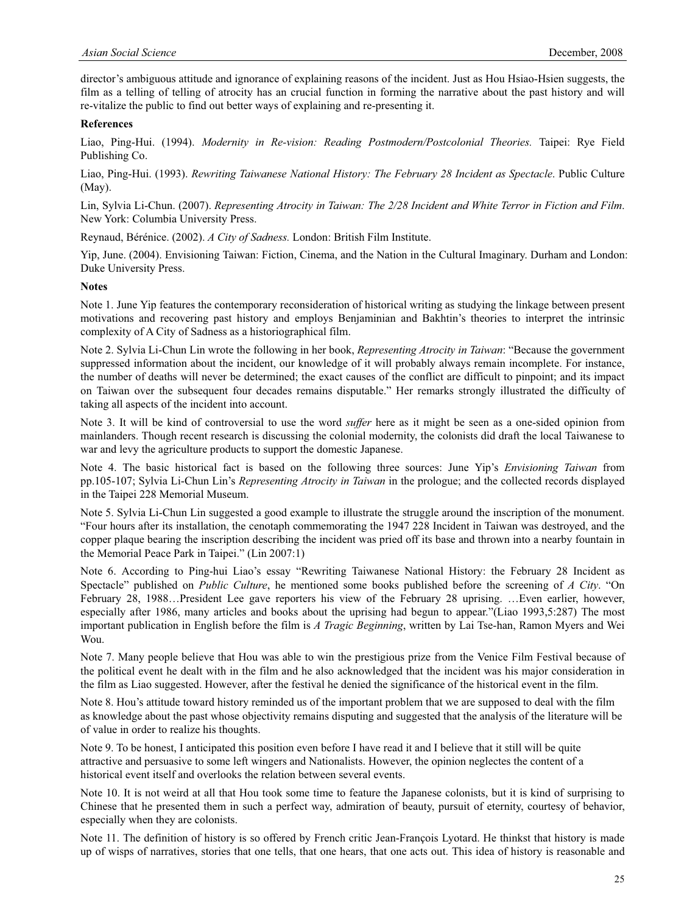director's ambiguous attitude and ignorance of explaining reasons of the incident. Just as Hou Hsiao-Hsien suggests, the film as a telling of telling of atrocity has an crucial function in forming the narrative about the past history and will re-vitalize the public to find out better ways of explaining and re-presenting it.

**References**

Liao, Ping-Hui. (1994). *Modernity in Re-vision: Reading Postmodern/Postcolonial Theories.* Taipei: Rye Field Publishing Co.

Liao, Ping-Hui. (1993). *Rewriting Taiwanese National History: The February 28 Incident as Spectacle*. Public Culture (May).

Lin, Sylvia Li-Chun. (2007). *Representing Atrocity in Taiwan: The 2/28 Incident and White Terror in Fiction and Film*. New York: Columbia University Press.

Reynaud, Bérénice. (2002). *A City of Sadness.* London: British Film Institute.

Yip, June. (2004). Envisioning Taiwan: Fiction, Cinema, and the Nation in the Cultural Imaginary. Durham and London: Duke University Press.

**Notes**

Note 1. June Yip features the contemporary reconsideration of historical writing as studying the linkage between present motivations and recovering past history and employs Benjaminian and Bakhtin's theories to interpret the intrinsic complexity of A City of Sadness as a historiographical film.

Note 2. Sylvia Li-Chun Lin wrote the following in her book, *Representing Atrocity in Taiwan*: "Because the government suppressed information about the incident, our knowledge of it will probably always remain incomplete. For instance, the number of deaths will never be determined; the exact causes of the conflict are difficult to pinpoint; and its impact on Taiwan over the subsequent four decades remains disputable." Her remarks strongly illustrated the difficulty of taking all aspects of the incident into account.

Note 3. It will be kind of controversial to use the word *suffer* here as it might be seen as a one-sided opinion from mainlanders. Though recent research is discussing the colonial modernity, the colonists did draft the local Taiwanese to war and levy the agriculture products to support the domestic Japanese.

Note 4. The basic historical fact is based on the following three sources: June Yip's *Envisioning Taiwan* from pp.105-107; Sylvia Li-Chun Lin's *Representing Atrocity in Taiwan* in the prologue; and the collected records displayed in the Taipei 228 Memorial Museum.

Note 5. Sylvia Li-Chun Lin suggested a good example to illustrate the struggle around the inscription of the monument. "Four hours after its installation, the cenotaph commemorating the 1947 228 Incident in Taiwan was destroyed, and the copper plaque bearing the inscription describing the incident was pried off its base and thrown into a nearby fountain in the Memorial Peace Park in Taipei." (Lin 2007:1)

Note 6. According to Ping-hui Liao's essay "Rewriting Taiwanese National History: the February 28 Incident as Spectacle" published on *Public Culture*, he mentioned some books published before the screening of *A City*. "On February 28, 1988…President Lee gave reporters his view of the February 28 uprising. …Even earlier, however, especially after 1986, many articles and books about the uprising had begun to appear."(Liao 1993,5:287) The most important publication in English before the film is *A Tragic Beginning*, written by Lai Tse-han, Ramon Myers and Wei Wou.

Note 7. Many people believe that Hou was able to win the prestigious prize from the Venice Film Festival because of the political event he dealt with in the film and he also acknowledged that the incident was his major consideration in the film as Liao suggested. However, after the festival he denied the significance of the historical event in the film.

Note 8. Hou's attitude toward history reminded us of the important problem that we are supposed to deal with the film as knowledge about the past whose objectivity remains disputing and suggested that the analysis of the literature will be of value in order to realize his thoughts.

Note 9. To be honest, I anticipated this position even before I have read it and I believe that it still will be quite attractive and persuasive to some left wingers and Nationalists. However, the opinion neglectes the content of a historical event itself and overlooks the relation between several events.

Note 10. It is not weird at all that Hou took some time to feature the Japanese colonists, but it is kind of surprising to Chinese that he presented them in such a perfect way, admiration of beauty, pursuit of eternity, courtesy of behavior, especially when they are colonists.

Note 11. The definition of history is so offered by French critic Jean-François Lyotard. He thinkst that history is made up of wisps of narratives, stories that one tells, that one hears, that one acts out. This idea of history is reasonable and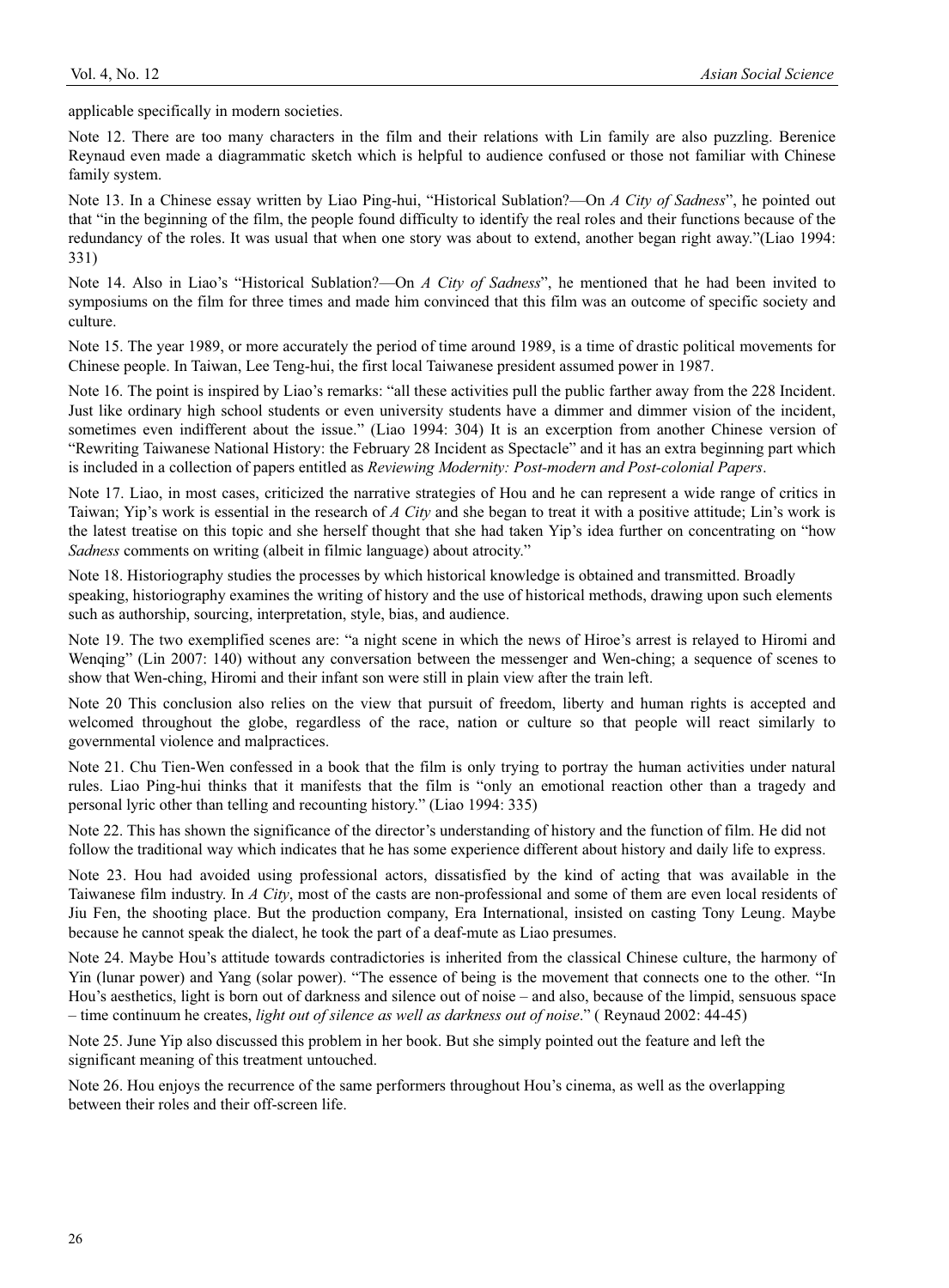applicable specifically in modern societies.

Note 12. There are too many characters in the film and their relations with Lin family are also puzzling. Berenice Reynaud even made a diagrammatic sketch which is helpful to audience confused or those not familiar with Chinese family system.

Note 13. In a Chinese essay written by Liao Ping-hui, "Historical Sublation?—On *A City of Sadness*", he pointed out that "in the beginning of the film, the people found difficulty to identify the real roles and their functions because of the redundancy of the roles. It was usual that when one story was about to extend, another began right away."(Liao 1994: 331)

Note 14. Also in Liao's "Historical Sublation?—On *A City of Sadness*", he mentioned that he had been invited to symposiums on the film for three times and made him convinced that this film was an outcome of specific society and culture.

Note 15. The year 1989, or more accurately the period of time around 1989, is a time of drastic political movements for Chinese people. In Taiwan, Lee Teng-hui, the first local Taiwanese president assumed power in 1987.

Note 16. The point is inspired by Liao's remarks: "all these activities pull the public farther away from the 228 Incident. Just like ordinary high school students or even university students have a dimmer and dimmer vision of the incident, sometimes even indifferent about the issue." (Liao 1994: 304) It is an excerption from another Chinese version of "Rewriting Taiwanese National History: the February 28 Incident as Spectacle" and it has an extra beginning part which is included in a collection of papers entitled as *Reviewing Modernity: Post-modern and Post-colonial Papers*.

Note 17. Liao, in most cases, criticized the narrative strategies of Hou and he can represent a wide range of critics in Taiwan; Yip's work is essential in the research of *A City* and she began to treat it with a positive attitude; Lin's work is the latest treatise on this topic and she herself thought that she had taken Yip's idea further on concentrating on "how *Sadness* comments on writing (albeit in filmic language) about atrocity."

Note 18. Historiography studies the processes by which historical knowledge is obtained and transmitted. Broadly speaking, historiography examines the writing of history and the use of historical methods, drawing upon such elements such as authorship, sourcing, interpretation, style, bias, and audience.

Note 19. The two exemplified scenes are: "a night scene in which the news of Hiroe's arrest is relayed to Hiromi and Wenqing" (Lin 2007: 140) without any conversation between the messenger and Wen-ching; a sequence of scenes to show that Wen-ching, Hiromi and their infant son were still in plain view after the train left.

Note 20 This conclusion also relies on the view that pursuit of freedom, liberty and human rights is accepted and welcomed throughout the globe, regardless of the race, nation or culture so that people will react similarly to governmental violence and malpractices.

Note 21. Chu Tien-Wen confessed in a book that the film is only trying to portray the human activities under natural rules. Liao Ping-hui thinks that it manifests that the film is "only an emotional reaction other than a tragedy and personal lyric other than telling and recounting history." (Liao 1994: 335)

Note 22. This has shown the significance of the director's understanding of history and the function of film. He did not follow the traditional way which indicates that he has some experience different about history and daily life to express.

Note 23. Hou had avoided using professional actors, dissatisfied by the kind of acting that was available in the Taiwanese film industry. In *A City*, most of the casts are non-professional and some of them are even local residents of Jiu Fen, the shooting place. But the production company, Era International, insisted on casting Tony Leung. Maybe because he cannot speak the dialect, he took the part of a deaf-mute as Liao presumes.

Note 24. Maybe Hou's attitude towards contradictories is inherited from the classical Chinese culture, the harmony of Yin (lunar power) and Yang (solar power). "The essence of being is the movement that connects one to the other. "In Hou's aesthetics, light is born out of darkness and silence out of noise – and also, because of the limpid, sensuous space – time continuum he creates, *light out of silence as well as darkness out of noise*." ( Reynaud 2002: 44-45)

Note 25. June Yip also discussed this problem in her book. But she simply pointed out the feature and left the significant meaning of this treatment untouched.

Note 26. Hou enjoys the recurrence of the same performers throughout Hou's cinema, as well as the overlapping between their roles and their off-screen life.